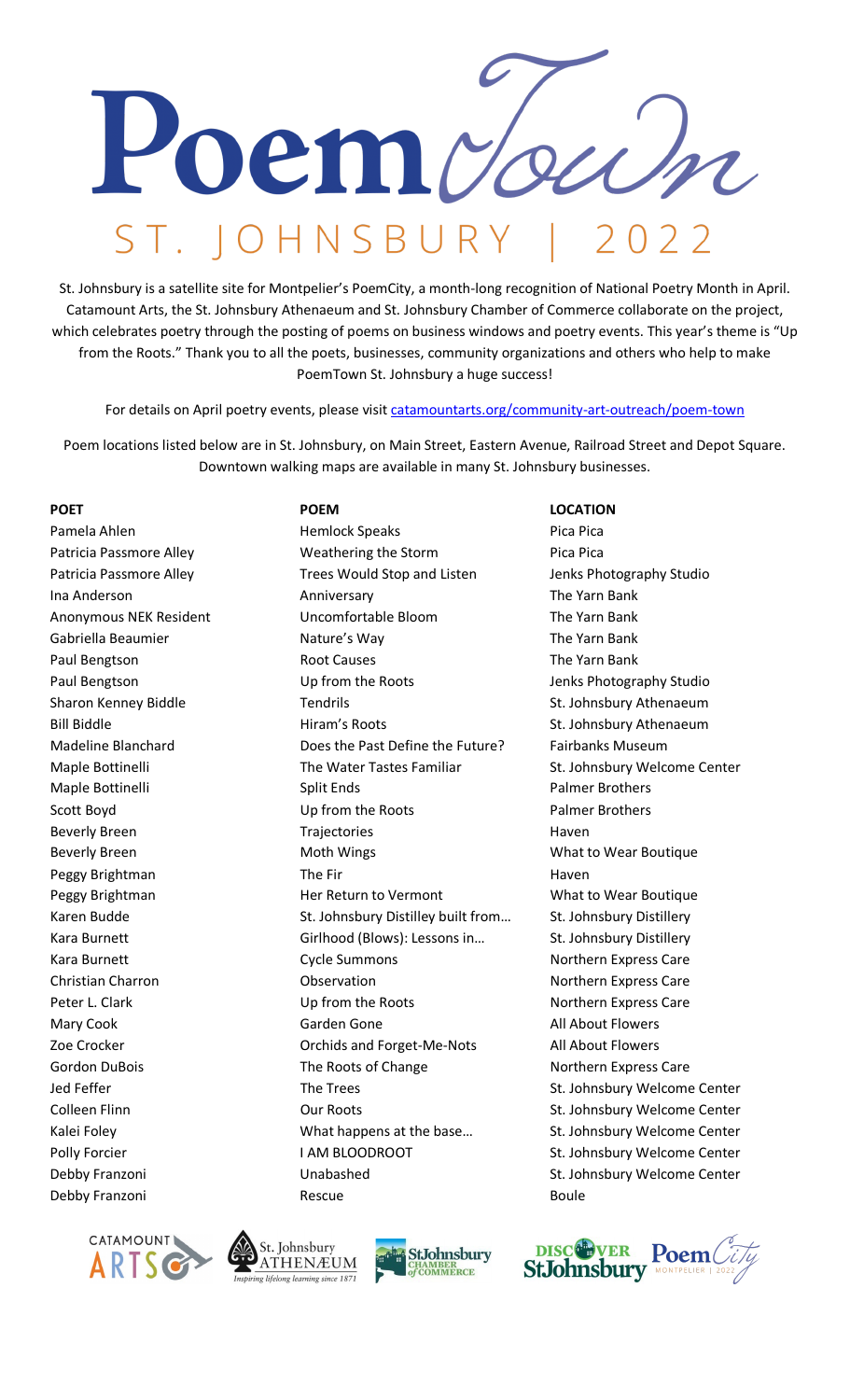# PoemTown

## ST. JOHNSBURY | 2022

St. Johnsbury is a satellite site for Montpelier's PoemCity, a month-long recognition of National Poetry Month in April. Catamount Arts, the St. Johnsbury Athenaeum and St. Johnsbury Chamber of Commerce collaborate on the project, which celebrates poetry through the posting of poems on business windows and poetry events. This year's theme is "Up from the Roots." Thank you to all the poets, businesses, community organizations and others who help to make PoemTown St. Johnsbury a huge success!

For details on April poetry events, please visit catamountarts.org/community-art-outreach/poem-town

Poem locations listed below are in St. Johnsbury, on Main Street, Eastern Avenue, Railroad Street and Depot Square. Downtown walking maps are available in many St. Johnsbury businesses.

| POET | POEM | LOCATION |
|---|---|---|
| Pamela Ahlen | Hemlock Speaks | Pica Pica |
| Patricia Passmore Alley | Weathering the Storm | Pica Pica |
| Patricia Passmore Alley | Trees Would Stop and Listen | Jenks Photography Studio |
| Ina Anderson | Anniversary | The Yarn Bank |
| Anonymous NEK Resident | Uncomfortable Bloom | The Yarn Bank |
| Gabriella Beaumier | Nature's Way | The Yarn Bank |
| Paul Bengtson | Root Causes | The Yarn Bank |
| Paul Bengtson | Up from the Roots | Jenks Photography Studio |
| Sharon Kenney Biddle | Tendrils | St. Johnsbury Athenaeum |
| Bill Biddle | Hiram's Roots | St. Johnsbury Athenaeum |
| Madeline Blanchard | Does the Past Define the Future? | Fairbanks Museum |
| Maple Bottinelli | The Water Tastes Familiar | St. Johnsbury Welcome Center |
| Maple Bottinelli | Split Ends | Palmer Brothers |
| Scott Boyd | Up from the Roots | Palmer Brothers |
| Beverly Breen | Trajectories | Haven |
| Beverly Breen | Moth Wings | What to Wear Boutique |
| Peggy Brightman | The Fir | Haven |
| Peggy Brightman | Her Return to Vermont | What to Wear Boutique |
| Karen Budde | St. Johnsbury Distillery built from… | St. Johnsbury Distillery |
| Kara Burnett | Girlhood (Blows): Lessons in… | St. Johnsbury Distillery |
| Kara Burnett | Cycle Summons | Northern Express Care |
| Christian Charron | Observation | Northern Express Care |
| Peter L. Clark | Up from the Roots | Northern Express Care |
| Mary Cook | Garden Gone | All About Flowers |
| Zoe Crocker | Orchids and Forget-Me-Nots | All About Flowers |
| Gordon DuBois | The Roots of Change | Northern Express Care |
| Jed Feffer | The Trees | St. Johnsbury Welcome Center |
| Colleen Flinn | Our Roots | St. Johnsbury Welcome Center |
| Kalei Foley | What happens at the base… | St. Johnsbury Welcome Center |
| Polly Forcier | I AM BLOODROOT | St. Johnsbury Welcome Center |
| Debby Franzoni | Unabashed | St. Johnsbury Welcome Center |
| Debby Franzoni | Rescue | Boule |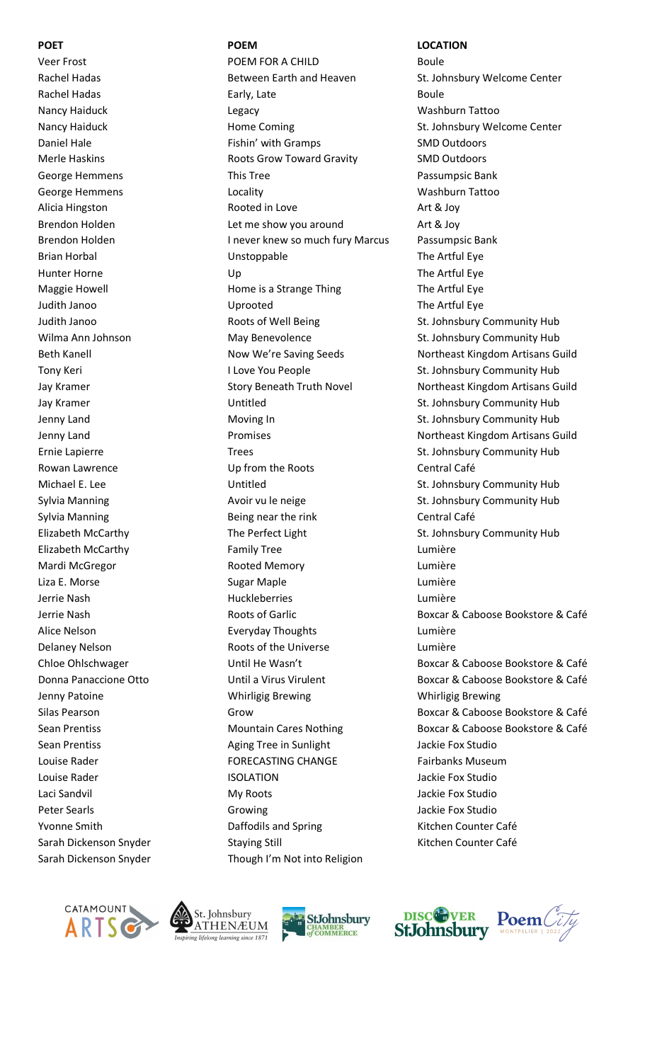| POET | POEM | LOCATION |
| --- | --- | --- |
| Veer Frost | POEM FOR A CHILD | Boule |
| Rachel Hadas | Between Earth and Heaven | St. Johnsbury Welcome Center |
| Rachel Hadas | Early, Late | Boule |
| Nancy Haiduck | Legacy | Washburn Tattoo |
| Nancy Haiduck | Home Coming | St. Johnsbury Welcome Center |
| Daniel Hale | Fishin' with Gramps | SMD Outdoors |
| Merle Haskins | Roots Grow Toward Gravity | SMD Outdoors |
| George Hemmens | This Tree | Passumpsic Bank |
| George Hemmens | Locality | Washburn Tattoo |
| Alicia Hingston | Rooted in Love | Art & Joy |
| Brendon Holden | Let me show you around | Art & Joy |
| Brendon Holden | I never knew so much fury Marcus | Passumpsic Bank |
| Brian Horbal | Unstoppable | The Artful Eye |
| Hunter Horne | Up | The Artful Eye |
| Maggie Howell | Home is a Strange Thing | The Artful Eye |
| Judith Janoo | Uprooted | The Artful Eye |
| Judith Janoo | Roots of Well Being | St. Johnsbury Community Hub |
| Wilma Ann Johnson | May Benevolence | St. Johnsbury Community Hub |
| Beth Kanell | Now We're Saving Seeds | Northeast Kingdom Artisans Guild |
| Tony Keri | I Love You People | St. Johnsbury Community Hub |
| Jay Kramer | Story Beneath Truth Novel | Northeast Kingdom Artisans Guild |
| Jay Kramer | Untitled | St. Johnsbury Community Hub |
| Jenny Land | Moving In | St. Johnsbury Community Hub |
| Jenny Land | Promises | Northeast Kingdom Artisans Guild |
| Ernie Lapierre | Trees | St. Johnsbury Community Hub |
| Rowan Lawrence | Up from the Roots | Central Café |
| Michael E. Lee | Untitled | St. Johnsbury Community Hub |
| Sylvia Manning | Avoir vu le neige | St. Johnsbury Community Hub |
| Sylvia Manning | Being near the rink | Central Café |
| Elizabeth McCarthy | The Perfect Light | St. Johnsbury Community Hub |
| Elizabeth McCarthy | Family Tree | Lumière |
| Mardi McGregor | Rooted Memory | Lumière |
| Liza E. Morse | Sugar Maple | Lumière |
| Jerrie Nash | Huckleberries | Lumière |
| Jerrie Nash | Roots of Garlic | Boxcar & Caboose Bookstore & Café |
| Alice Nelson | Everyday Thoughts | Lumière |
| Delaney Nelson | Roots of the Universe | Lumière |
| Chloe Ohlschwager | Until He Wasn't | Boxcar & Caboose Bookstore & Café |
| Donna Panaccione Otto | Until a Virus Virulent | Boxcar & Caboose Bookstore & Café |
| Jenny Patoine | Whirligig Brewing | Whirligig Brewing |
| Silas Pearson | Grow | Boxcar & Caboose Bookstore & Café |
| Sean Prentiss | Mountain Cares Nothing | Boxcar & Caboose Bookstore & Café |
| Sean Prentiss | Aging Tree in Sunlight | Jackie Fox Studio |
| Louise Rader | FORECASTING CHANGE | Fairbanks Museum |
| Louise Rader | ISOLATION | Jackie Fox Studio |
| Laci Sandvil | My Roots | Jackie Fox Studio |
| Peter Searls | Growing | Jackie Fox Studio |
| Yvonne Smith | Daffodils and Spring | Kitchen Counter Café |
| Sarah Dickenson Snyder | Staying Still | Kitchen Counter Café |
| Sarah Dickenson Snyder | Though I'm Not into Religion | |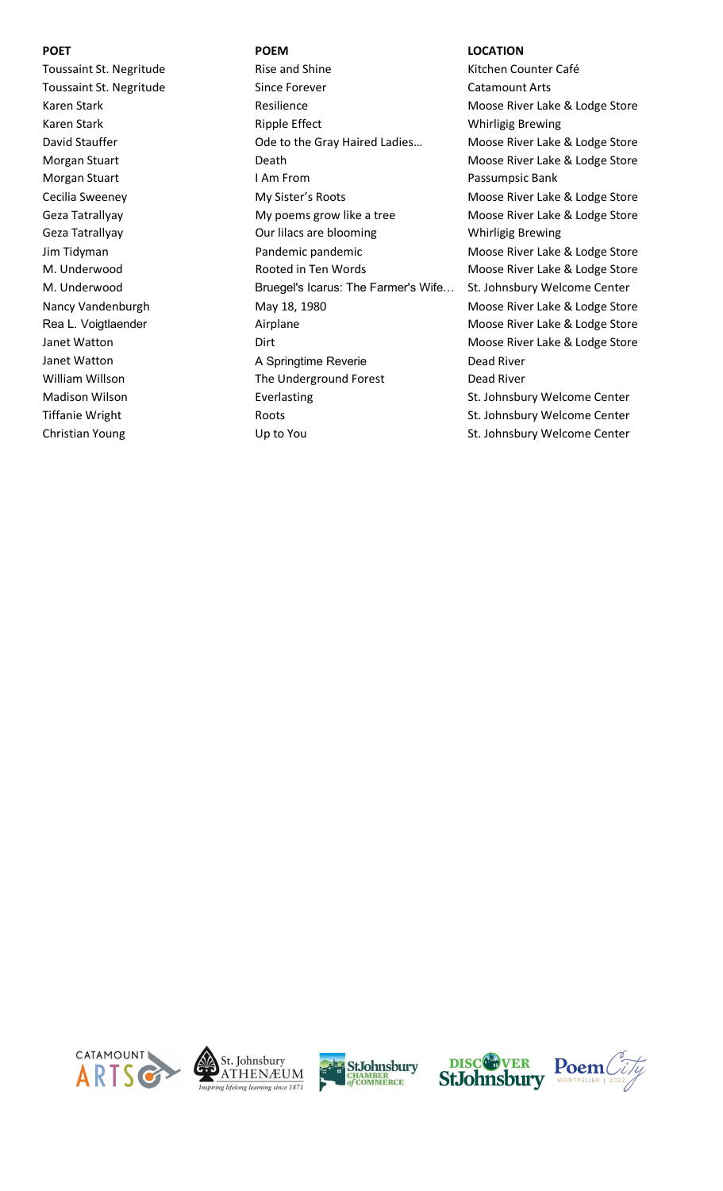| POET | POEM | LOCATION |
|---|---|---|
| Toussaint St. Negritude | Rise and Shine | Kitchen Counter Café |
| Toussaint St. Negritude | Since Forever | Catamount Arts |
| Karen Stark | Resilience | Moose River Lake & Lodge Store |
| Karen Stark | Ripple Effect | Whirligig Brewing |
| David Stauffer | Ode to the Gray Haired Ladies… | Moose River Lake & Lodge Store |
| Morgan Stuart | Death | Moose River Lake & Lodge Store |
| Morgan Stuart | I Am From | Passumpsic Bank |
| Cecilia Sweeney | My Sister's Roots | Moose River Lake & Lodge Store |
| Geza Tatrallyay | My poems grow like a tree | Moose River Lake & Lodge Store |
| Geza Tatrallyay | Our lilacs are blooming | Whirligig Brewing |
| Jim Tidyman | Pandemic pandemic | Moose River Lake & Lodge Store |
| M. Underwood | Rooted in Ten Words | Moose River Lake & Lodge Store |
| M. Underwood | Bruegel's Icarus: The Farmer's Wife… | St. Johnsbury Welcome Center |
| Nancy Vandenburgh | May 18, 1980 | Moose River Lake & Lodge Store |
| Rea L. Voigtlaender | Airplane | Moose River Lake & Lodge Store |
| Janet Watton | Dirt | Moose River Lake & Lodge Store |
| Janet Watton | A Springtime Reverie | Dead River |
| William Willson | The Underground Forest | Dead River |
| Madison Wilson | Everlasting | St. Johnsbury Welcome Center |
| Tiffanie Wright | Roots | St. Johnsbury Welcome Center |
| Christian Young | Up to You | St. Johnsbury Welcome Center |